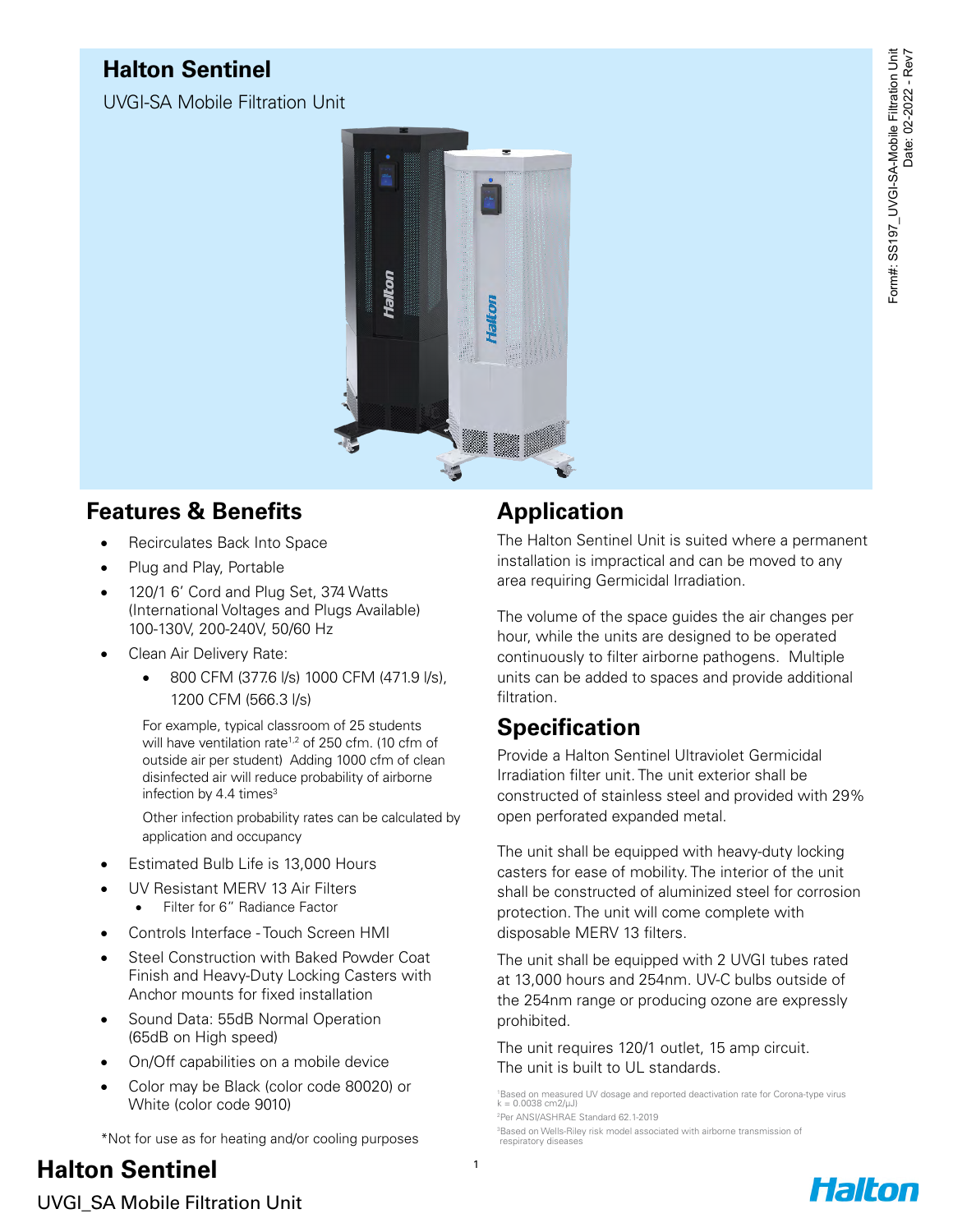# Halton Sentinel

UVGI-SA Mobile Filtration Unit

## Features & Benefits

- Recirculates Back Into Space
- Plug and Play, Portable
- 120/1 6' Cord and Plug Set, 374 Watts (International Voltages and Plugs Available) 100-130V, 200-240V, 50/60 Hz
- Clean Air Delivery Rate:
  - 800 CFM (377.6 l/s) 1000 CFM (471.9 l/s), 1200 CFM (566.3 l/s)

  For example, typical classroom of 25 students will have ventilation rate[1,2] of 250 cfm. (10 cfm of outside air per student) Adding 1000 cfm of clean disinfected air will reduce probability of airborne infection by 4.4 times[3]

  Other infection probability rates can be calculated by application and occupancy
- Estimated Bulb Life is 13,000 Hours
- UV Resistant MERV 13 Air Filters
  - Filter for 6" Radiance Factor
- Controls Interface - Touch Screen HMI
- Steel Construction with Baked Powder Coat Finish and Heavy-Duty Locking Casters with Anchor mounts for fixed installation
- Sound Data: 55dB Normal Operation (65dB on High speed)
- On/Off capabilities on a mobile device
- Color may be Black (color code 80020) or White (color code 9010)

*Not for use as for heating and/or cooling purposes

## Application

The Halton Sentinel Unit is suited where a permanent installation is impractical and can be moved to any area requiring Germicidal Irradiation.

The volume of the space guides the air changes per hour, while the units are designed to be operated continuously to filter airborne pathogens. Multiple units can be added to spaces and provide additional filtration.

## Specification

Provide a Halton Sentinel Ultraviolet Germicidal Irradiation filter unit. The unit exterior shall be constructed of stainless steel and provided with 29% open perforated expanded metal.

The unit shall be equipped with heavy-duty locking casters for ease of mobility. The interior of the unit shall be constructed of aluminized steel for corrosion protection. The unit will come complete with disposable MERV 13 filters.

The unit shall be equipped with 2 UVGI tubes rated at 13,000 hours and 254nm. UV-C bulbs outside of the 254nm range or producing ozone are expressly prohibited.

The unit requires 120/1 outlet, 15 amp circuit. The unit is built to UL standards.

[1]Based on measured UV dosage and reported deactivation rate for Corona-type virus k = 0.0038 cm2/μJ)

[2]Per ANSI/ASHRAE Standard 62.1-2019

[3]Based on Wells-Riley risk model associated with airborne transmission of respiratory diseases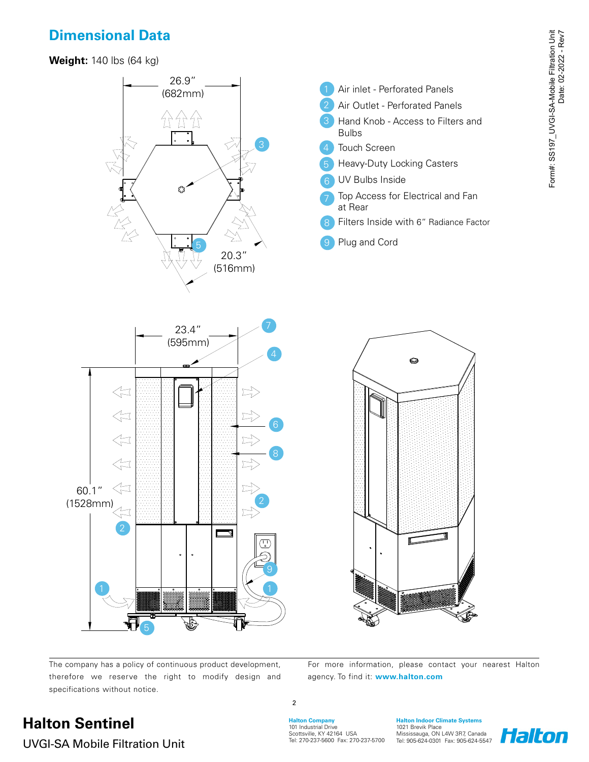## Dimensional Data

**Weight:** 140 lbs (64 kg)

26.9″
(682mm)

20.3″
(516mm)

23.4″
(595mm)

60.1″
(1528mm)

1. Air inlet - Perforated Panels
2. Air Outlet - Perforated Panels
3. Hand Knob - Access to Filters and Bulbs
4. Touch Screen
5. Heavy-Duty Locking Casters
6. UV Bulbs Inside
7. Top Access for Electrical and Fan at Rear
8. Filters Inside with 6″ Radiance Factor
9. Plug and Cord

The company has a policy of continuous product development, therefore we reserve the right to modify design and specifications without notice.

For more information, please contact your nearest Halton agency. To find it: **www.halton.com**

**Halton Sentinel**

UVGI-SA Mobile Filtration Unit

**Halton Company**
101 Industrial Drive
Scottsville, KY 42164 USA
Tel: 270-237-5600 Fax: 270-237-5700

**Halton Indoor Climate Systems**
1021 Brevik Place
Mississauga, ON L4W 3R7, Canada
Tel: 905-624-0301 Fax: 905-624-5547

Form#: SS197_UVGI-SA-Mobile Filtration Unit
Date: 02-2022 - Rev7